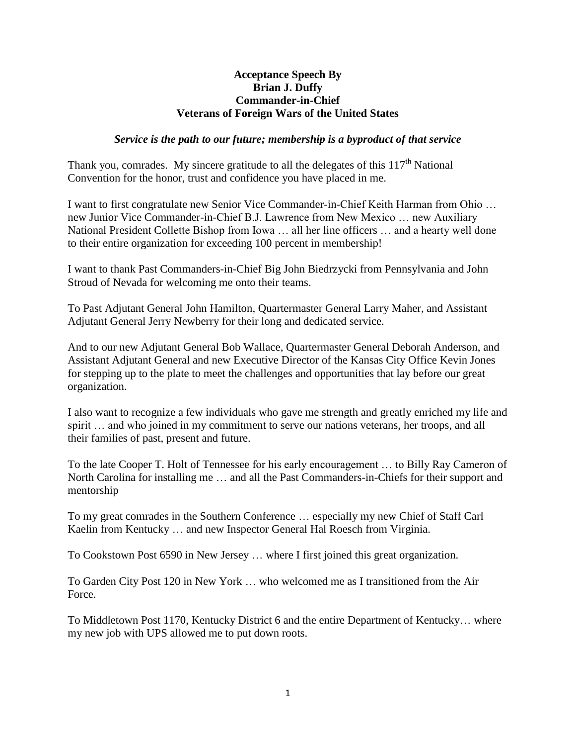**Acceptance Speech By**
**Brian J. Duffy**
**Commander-in-Chief**
**Veterans of Foreign Wars of the United States**

***Service is the path to our future; membership is a byproduct of that service***

Thank you, comrades. My sincere gratitude to all the delegates of this 117th National Convention for the honor, trust and confidence you have placed in me.

I want to first congratulate new Senior Vice Commander-in-Chief Keith Harman from Ohio … new Junior Vice Commander-in-Chief B.J. Lawrence from New Mexico … new Auxiliary National President Collette Bishop from Iowa … all her line officers … and a hearty well done to their entire organization for exceeding 100 percent in membership!

I want to thank Past Commanders-in-Chief Big John Biedrzycki from Pennsylvania and John Stroud of Nevada for welcoming me onto their teams.

To Past Adjutant General John Hamilton, Quartermaster General Larry Maher, and Assistant Adjutant General Jerry Newberry for their long and dedicated service.

And to our new Adjutant General Bob Wallace, Quartermaster General Deborah Anderson, and Assistant Adjutant General and new Executive Director of the Kansas City Office Kevin Jones for stepping up to the plate to meet the challenges and opportunities that lay before our great organization.

I also want to recognize a few individuals who gave me strength and greatly enriched my life and spirit … and who joined in my commitment to serve our nations veterans, her troops, and all their families of past, present and future.

To the late Cooper T. Holt of Tennessee for his early encouragement … to Billy Ray Cameron of North Carolina for installing me … and all the Past Commanders-in-Chiefs for their support and mentorship

To my great comrades in the Southern Conference … especially my new Chief of Staff Carl Kaelin from Kentucky … and new Inspector General Hal Roesch from Virginia.

To Cookstown Post 6590 in New Jersey … where I first joined this great organization.

To Garden City Post 120 in New York … who welcomed me as I transitioned from the Air Force.

To Middletown Post 1170, Kentucky District 6 and the entire Department of Kentucky… where my new job with UPS allowed me to put down roots.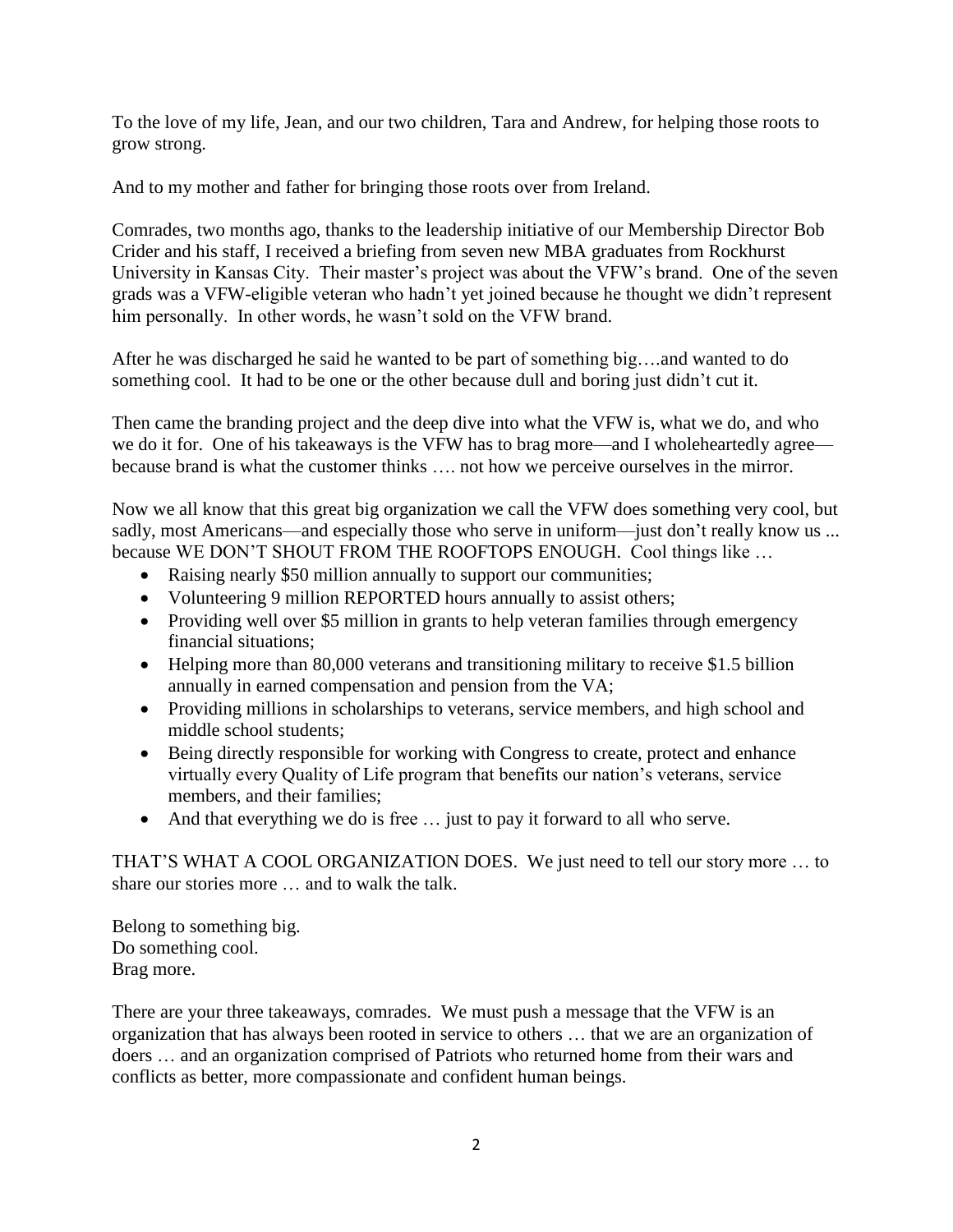To the love of my life, Jean, and our two children, Tara and Andrew, for helping those roots to grow strong.

And to my mother and father for bringing those roots over from Ireland.

Comrades, two months ago, thanks to the leadership initiative of our Membership Director Bob Crider and his staff, I received a briefing from seven new MBA graduates from Rockhurst University in Kansas City. Their master's project was about the VFW's brand. One of the seven grads was a VFW-eligible veteran who hadn't yet joined because he thought we didn't represent him personally. In other words, he wasn't sold on the VFW brand.

After he was discharged he said he wanted to be part of something big….and wanted to do something cool. It had to be one or the other because dull and boring just didn't cut it.

Then came the branding project and the deep dive into what the VFW is, what we do, and who we do it for. One of his takeaways is the VFW has to brag more—and I wholeheartedly agree—because brand is what the customer thinks …. not how we perceive ourselves in the mirror.

Now we all know that this great big organization we call the VFW does something very cool, but sadly, most Americans—and especially those who serve in uniform—just don't really know us ... because WE DON'T SHOUT FROM THE ROOFTOPS ENOUGH. Cool things like …

- Raising nearly $50 million annually to support our communities;
- Volunteering 9 million REPORTED hours annually to assist others;
- Providing well over $5 million in grants to help veteran families through emergency financial situations;
- Helping more than 80,000 veterans and transitioning military to receive $1.5 billion annually in earned compensation and pension from the VA;
- Providing millions in scholarships to veterans, service members, and high school and middle school students;
- Being directly responsible for working with Congress to create, protect and enhance virtually every Quality of Life program that benefits our nation's veterans, service members, and their families;
- And that everything we do is free … just to pay it forward to all who serve.

THAT'S WHAT A COOL ORGANIZATION DOES. We just need to tell our story more … to share our stories more … and to walk the talk.

Belong to something big.
Do something cool.
Brag more.

There are your three takeaways, comrades. We must push a message that the VFW is an organization that has always been rooted in service to others … that we are an organization of doers … and an organization comprised of Patriots who returned home from their wars and conflicts as better, more compassionate and confident human beings.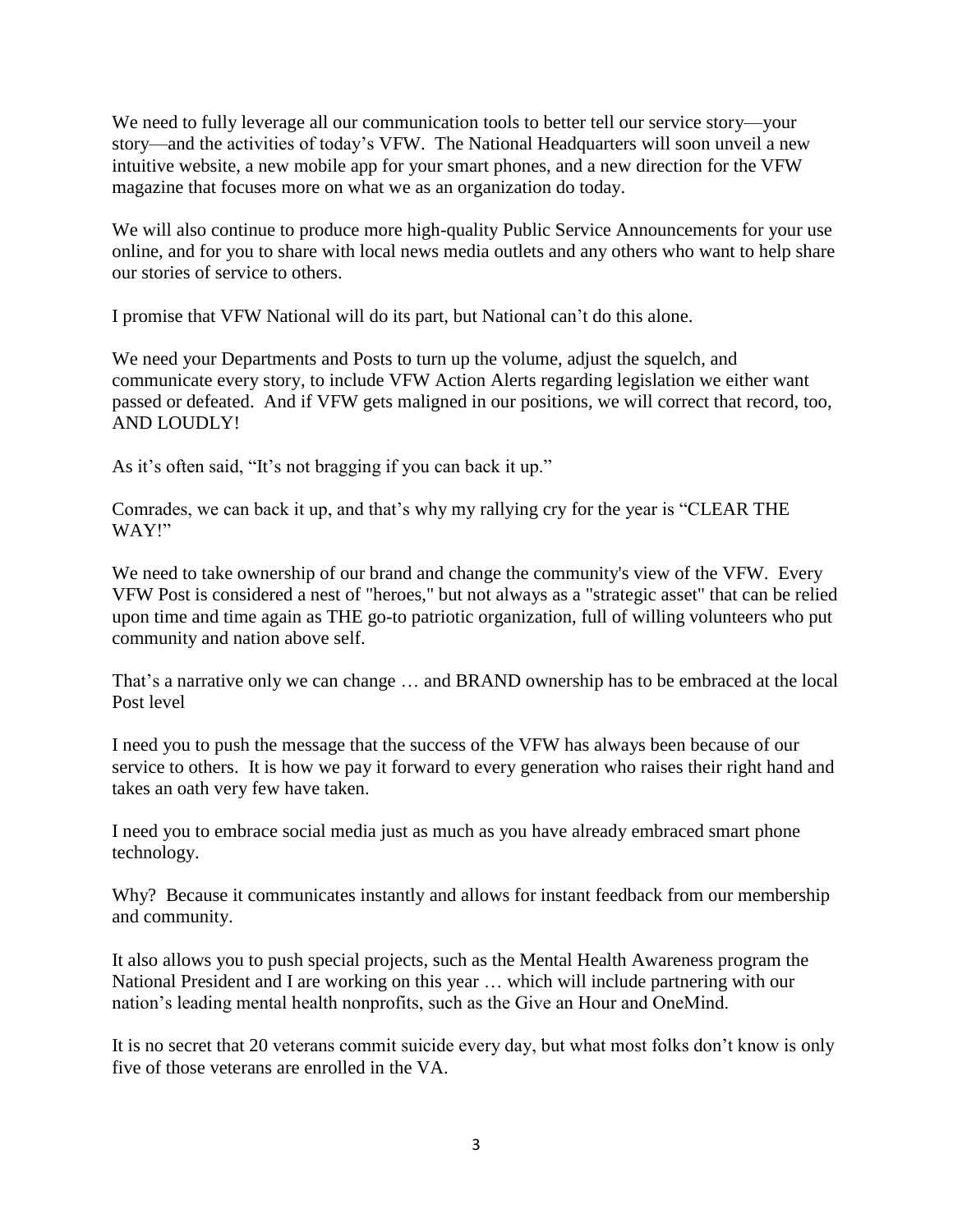We need to fully leverage all our communication tools to better tell our service story—your story—and the activities of today's VFW. The National Headquarters will soon unveil a new intuitive website, a new mobile app for your smart phones, and a new direction for the VFW magazine that focuses more on what we as an organization do today.

We will also continue to produce more high-quality Public Service Announcements for your use online, and for you to share with local news media outlets and any others who want to help share our stories of service to others.

I promise that VFW National will do its part, but National can't do this alone.

We need your Departments and Posts to turn up the volume, adjust the squelch, and communicate every story, to include VFW Action Alerts regarding legislation we either want passed or defeated. And if VFW gets maligned in our positions, we will correct that record, too, AND LOUDLY!

As it's often said, "It's not bragging if you can back it up."

Comrades, we can back it up, and that's why my rallying cry for the year is "CLEAR THE WAY!"

We need to take ownership of our brand and change the community's view of the VFW. Every VFW Post is considered a nest of "heroes," but not always as a "strategic asset" that can be relied upon time and time again as THE go-to patriotic organization, full of willing volunteers who put community and nation above self.

That's a narrative only we can change … and BRAND ownership has to be embraced at the local Post level

I need you to push the message that the success of the VFW has always been because of our service to others. It is how we pay it forward to every generation who raises their right hand and takes an oath very few have taken.

I need you to embrace social media just as much as you have already embraced smart phone technology.

Why? Because it communicates instantly and allows for instant feedback from our membership and community.

It also allows you to push special projects, such as the Mental Health Awareness program the National President and I are working on this year … which will include partnering with our nation's leading mental health nonprofits, such as the Give an Hour and OneMind.

It is no secret that 20 veterans commit suicide every day, but what most folks don't know is only five of those veterans are enrolled in the VA.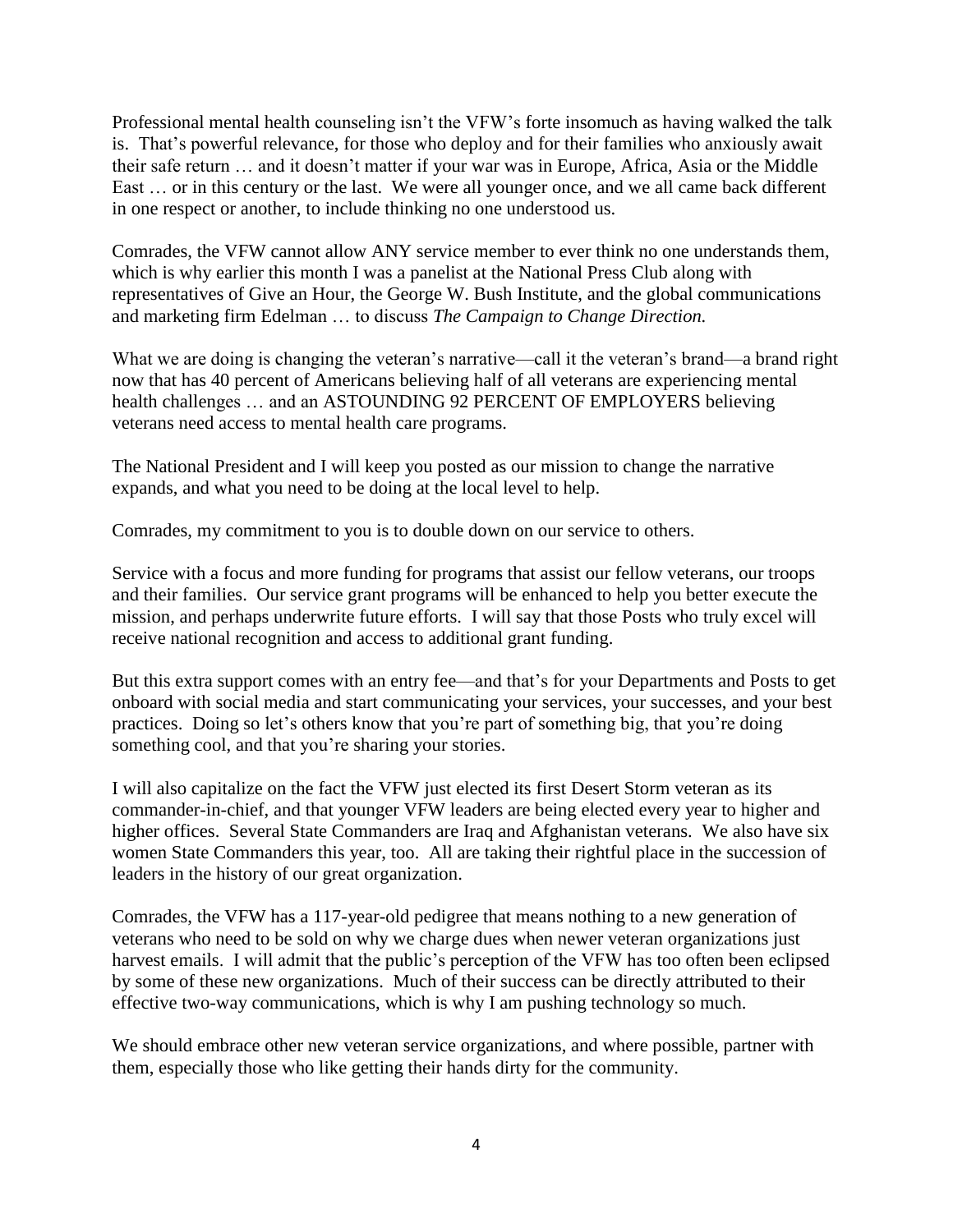Professional mental health counseling isn't the VFW's forte insomuch as having walked the talk is. That's powerful relevance, for those who deploy and for their families who anxiously await their safe return … and it doesn't matter if your war was in Europe, Africa, Asia or the Middle East … or in this century or the last. We were all younger once, and we all came back different in one respect or another, to include thinking no one understood us.

Comrades, the VFW cannot allow ANY service member to ever think no one understands them, which is why earlier this month I was a panelist at the National Press Club along with representatives of Give an Hour, the George W. Bush Institute, and the global communications and marketing firm Edelman … to discuss *The Campaign to Change Direction.*

What we are doing is changing the veteran's narrative—call it the veteran's brand—a brand right now that has 40 percent of Americans believing half of all veterans are experiencing mental health challenges … and an ASTOUNDING 92 PERCENT OF EMPLOYERS believing veterans need access to mental health care programs.

The National President and I will keep you posted as our mission to change the narrative expands, and what you need to be doing at the local level to help.

Comrades, my commitment to you is to double down on our service to others.

Service with a focus and more funding for programs that assist our fellow veterans, our troops and their families. Our service grant programs will be enhanced to help you better execute the mission, and perhaps underwrite future efforts. I will say that those Posts who truly excel will receive national recognition and access to additional grant funding.

But this extra support comes with an entry fee—and that's for your Departments and Posts to get onboard with social media and start communicating your services, your successes, and your best practices. Doing so let's others know that you're part of something big, that you're doing something cool, and that you're sharing your stories.

I will also capitalize on the fact the VFW just elected its first Desert Storm veteran as its commander-in-chief, and that younger VFW leaders are being elected every year to higher and higher offices. Several State Commanders are Iraq and Afghanistan veterans. We also have six women State Commanders this year, too. All are taking their rightful place in the succession of leaders in the history of our great organization.

Comrades, the VFW has a 117-year-old pedigree that means nothing to a new generation of veterans who need to be sold on why we charge dues when newer veteran organizations just harvest emails. I will admit that the public's perception of the VFW has too often been eclipsed by some of these new organizations. Much of their success can be directly attributed to their effective two-way communications, which is why I am pushing technology so much.

We should embrace other new veteran service organizations, and where possible, partner with them, especially those who like getting their hands dirty for the community.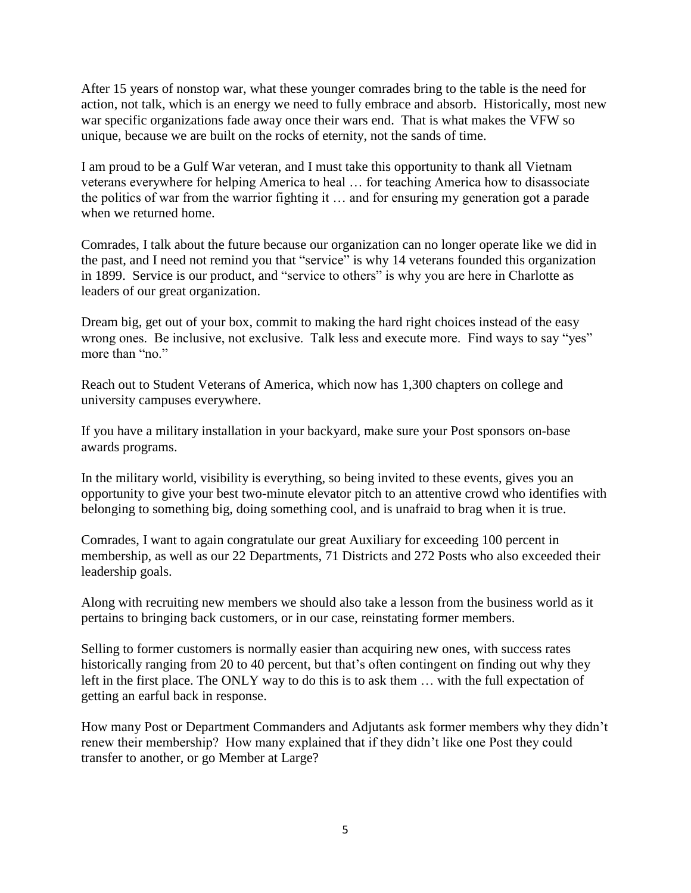After 15 years of nonstop war, what these younger comrades bring to the table is the need for action, not talk, which is an energy we need to fully embrace and absorb. Historically, most new war specific organizations fade away once their wars end. That is what makes the VFW so unique, because we are built on the rocks of eternity, not the sands of time.

I am proud to be a Gulf War veteran, and I must take this opportunity to thank all Vietnam veterans everywhere for helping America to heal … for teaching America how to disassociate the politics of war from the warrior fighting it … and for ensuring my generation got a parade when we returned home.

Comrades, I talk about the future because our organization can no longer operate like we did in the past, and I need not remind you that "service" is why 14 veterans founded this organization in 1899. Service is our product, and "service to others" is why you are here in Charlotte as leaders of our great organization.

Dream big, get out of your box, commit to making the hard right choices instead of the easy wrong ones. Be inclusive, not exclusive. Talk less and execute more. Find ways to say "yes" more than "no."

Reach out to Student Veterans of America, which now has 1,300 chapters on college and university campuses everywhere.

If you have a military installation in your backyard, make sure your Post sponsors on-base awards programs.

In the military world, visibility is everything, so being invited to these events, gives you an opportunity to give your best two-minute elevator pitch to an attentive crowd who identifies with belonging to something big, doing something cool, and is unafraid to brag when it is true.

Comrades, I want to again congratulate our great Auxiliary for exceeding 100 percent in membership, as well as our 22 Departments, 71 Districts and 272 Posts who also exceeded their leadership goals.

Along with recruiting new members we should also take a lesson from the business world as it pertains to bringing back customers, or in our case, reinstating former members.

Selling to former customers is normally easier than acquiring new ones, with success rates historically ranging from 20 to 40 percent, but that's often contingent on finding out why they left in the first place. The ONLY way to do this is to ask them … with the full expectation of getting an earful back in response.

How many Post or Department Commanders and Adjutants ask former members why they didn't renew their membership? How many explained that if they didn't like one Post they could transfer to another, or go Member at Large?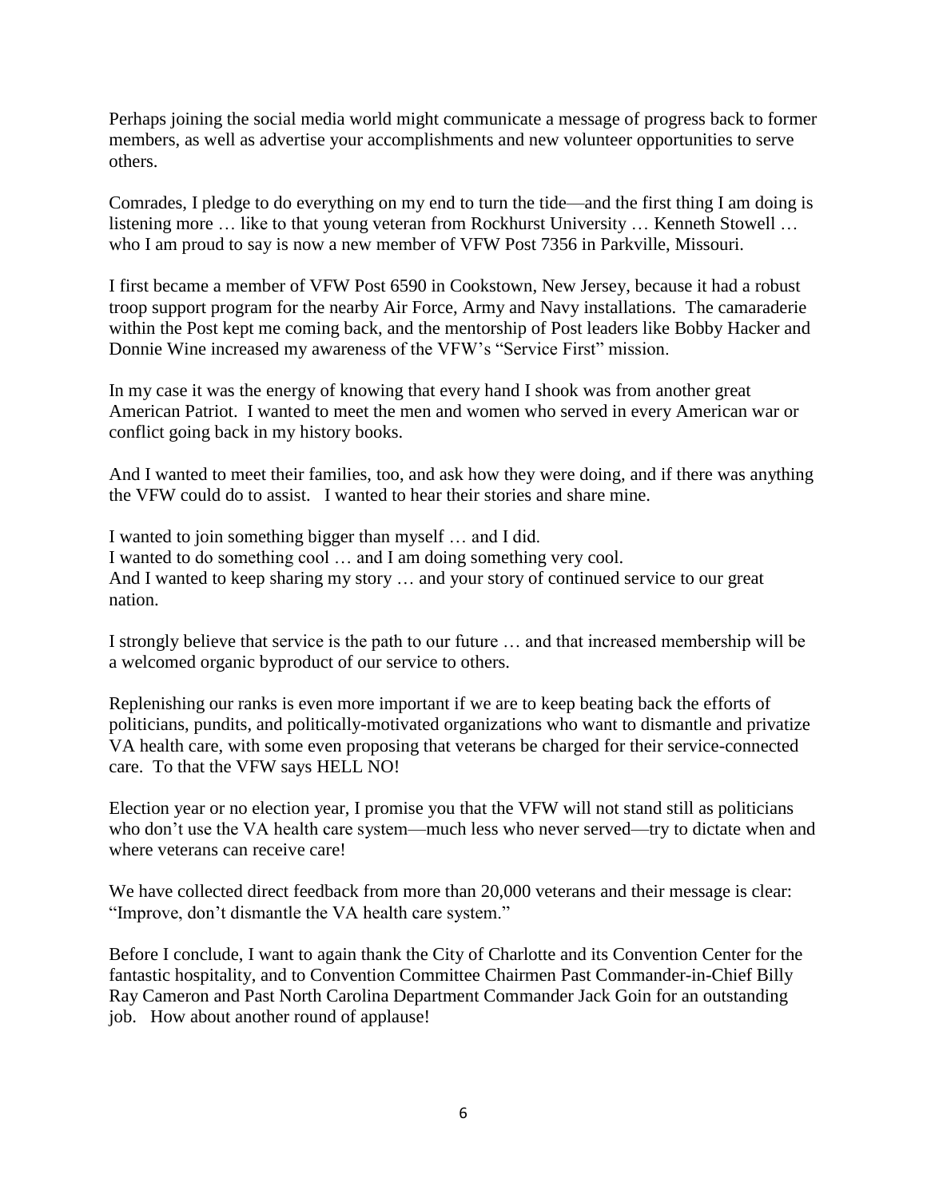Perhaps joining the social media world might communicate a message of progress back to former members, as well as advertise your accomplishments and new volunteer opportunities to serve others.

Comrades, I pledge to do everything on my end to turn the tide—and the first thing I am doing is listening more … like to that young veteran from Rockhurst University … Kenneth Stowell … who I am proud to say is now a new member of VFW Post 7356 in Parkville, Missouri.

I first became a member of VFW Post 6590 in Cookstown, New Jersey, because it had a robust troop support program for the nearby Air Force, Army and Navy installations. The camaraderie within the Post kept me coming back, and the mentorship of Post leaders like Bobby Hacker and Donnie Wine increased my awareness of the VFW's "Service First" mission.

In my case it was the energy of knowing that every hand I shook was from another great American Patriot. I wanted to meet the men and women who served in every American war or conflict going back in my history books.

And I wanted to meet their families, too, and ask how they were doing, and if there was anything the VFW could do to assist. I wanted to hear their stories and share mine.

I wanted to join something bigger than myself … and I did.
I wanted to do something cool … and I am doing something very cool.
And I wanted to keep sharing my story … and your story of continued service to our great nation.

I strongly believe that service is the path to our future … and that increased membership will be a welcomed organic byproduct of our service to others.

Replenishing our ranks is even more important if we are to keep beating back the efforts of politicians, pundits, and politically-motivated organizations who want to dismantle and privatize VA health care, with some even proposing that veterans be charged for their service-connected care. To that the VFW says HELL NO!

Election year or no election year, I promise you that the VFW will not stand still as politicians who don't use the VA health care system—much less who never served—try to dictate when and where veterans can receive care!

We have collected direct feedback from more than 20,000 veterans and their message is clear: "Improve, don't dismantle the VA health care system."

Before I conclude, I want to again thank the City of Charlotte and its Convention Center for the fantastic hospitality, and to Convention Committee Chairmen Past Commander-in-Chief Billy Ray Cameron and Past North Carolina Department Commander Jack Goin for an outstanding job. How about another round of applause!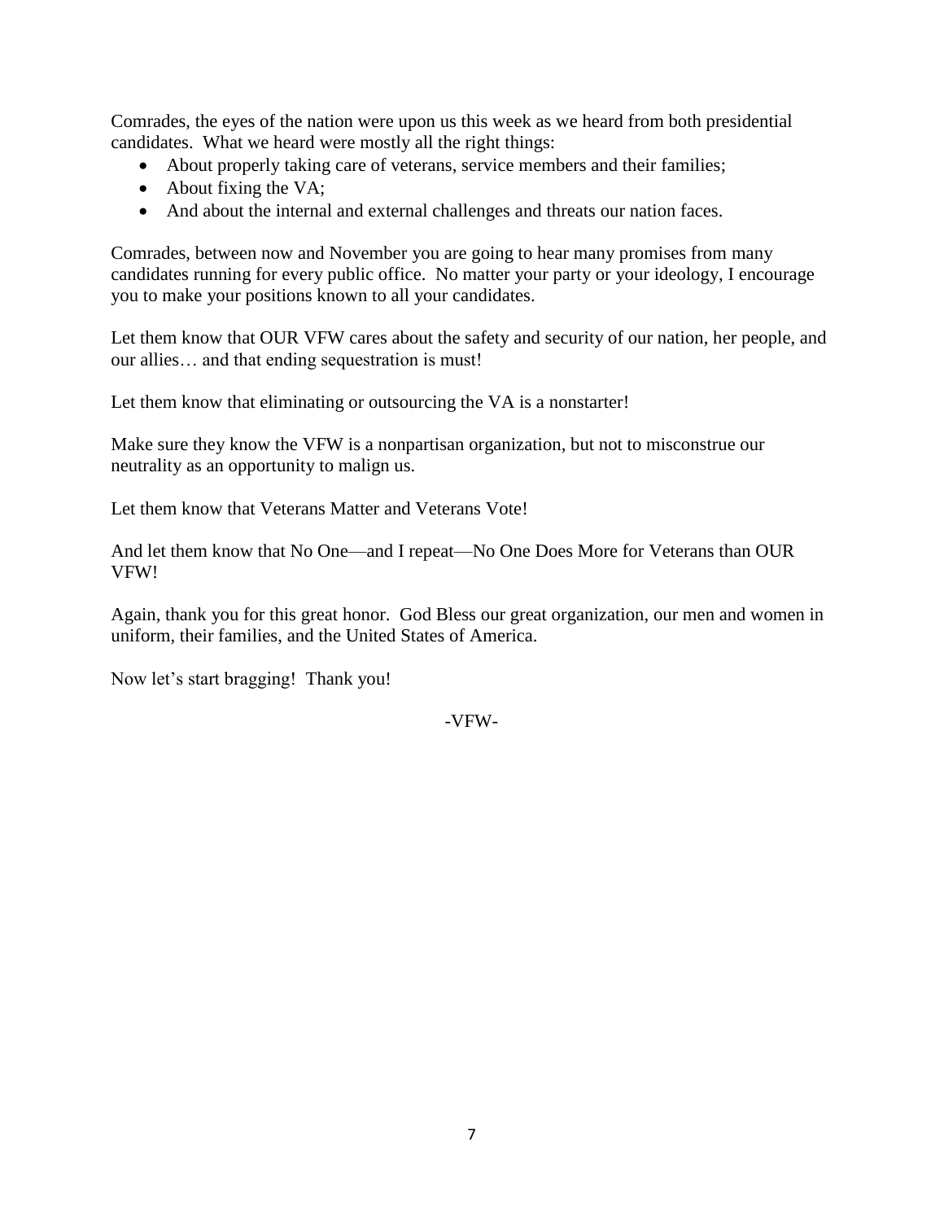Comrades, the eyes of the nation were upon us this week as we heard from both presidential candidates. What we heard were mostly all the right things:

- About properly taking care of veterans, service members and their families;
- About fixing the VA;
- And about the internal and external challenges and threats our nation faces.

Comrades, between now and November you are going to hear many promises from many candidates running for every public office. No matter your party or your ideology, I encourage you to make your positions known to all your candidates.

Let them know that OUR VFW cares about the safety and security of our nation, her people, and our allies… and that ending sequestration is must!

Let them know that eliminating or outsourcing the VA is a nonstarter!

Make sure they know the VFW is a nonpartisan organization, but not to misconstrue our neutrality as an opportunity to malign us.

Let them know that Veterans Matter and Veterans Vote!

And let them know that No One—and I repeat—No One Does More for Veterans than OUR VFW!

Again, thank you for this great honor. God Bless our great organization, our men and women in uniform, their families, and the United States of America.

Now let's start bragging! Thank you!

-VFW-